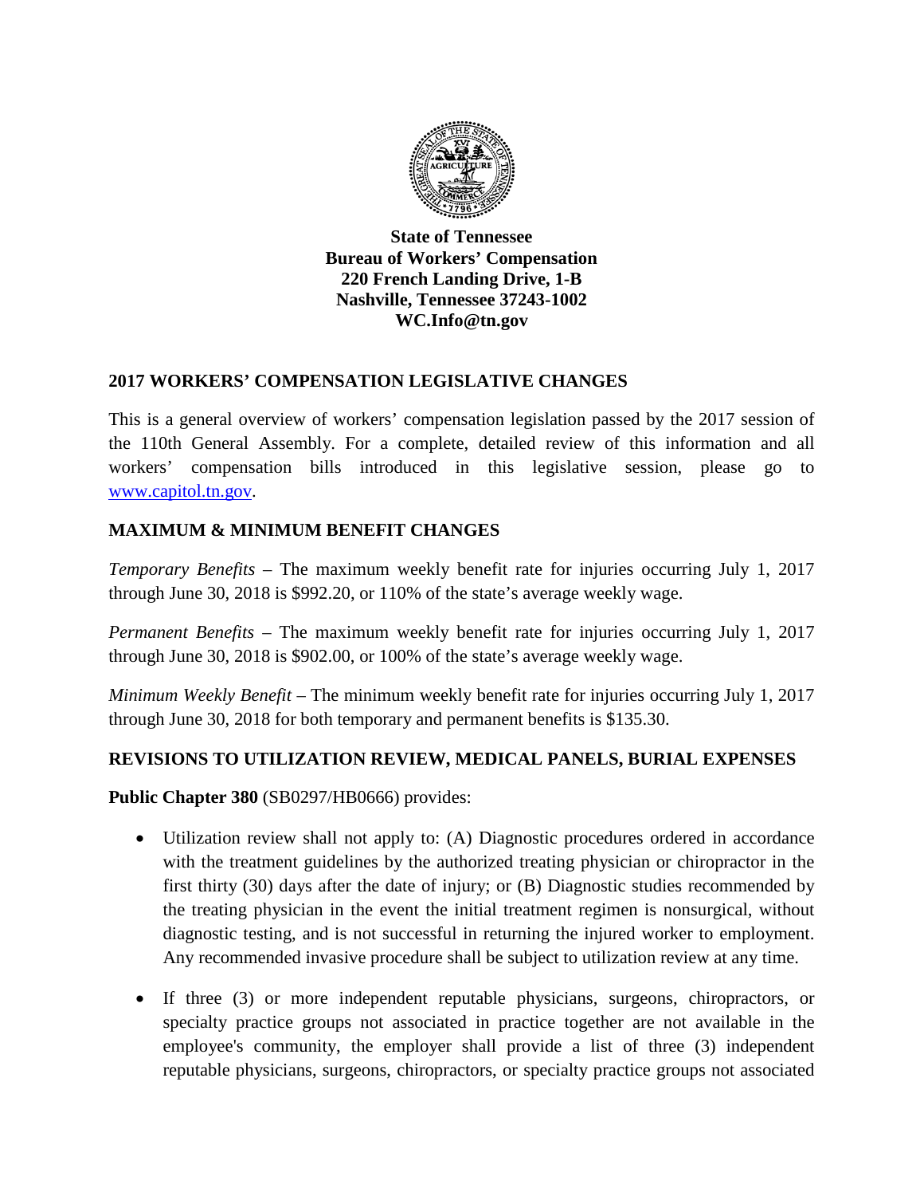**State of Tennessee**
**Bureau of Workers' Compensation**
**220 French Landing Drive, 1-B**
**Nashville, Tennessee 37243-1002**
**WC.Info@tn.gov**

## 2017 WORKERS' COMPENSATION LEGISLATIVE CHANGES

This is a general overview of workers' compensation legislation passed by the 2017 session of the 110th General Assembly. For a complete, detailed review of this information and all workers' compensation bills introduced in this legislative session, please go to [www.capitol.tn.gov](http://www.capitol.tn.gov).

## MAXIMUM & MINIMUM BENEFIT CHANGES

*Temporary Benefits* – The maximum weekly benefit rate for injuries occurring July 1, 2017 through June 30, 2018 is $992.20, or 110% of the state's average weekly wage.

*Permanent Benefits* – The maximum weekly benefit rate for injuries occurring July 1, 2017 through June 30, 2018 is $902.00, or 100% of the state's average weekly wage.

*Minimum Weekly Benefit* – The minimum weekly benefit rate for injuries occurring July 1, 2017 through June 30, 2018 for both temporary and permanent benefits is $135.30.

## REVISIONS TO UTILIZATION REVIEW, MEDICAL PANELS, BURIAL EXPENSES

**Public Chapter 380** (SB0297/HB0666) provides:

- Utilization review shall not apply to: (A) Diagnostic procedures ordered in accordance with the treatment guidelines by the authorized treating physician or chiropractor in the first thirty (30) days after the date of injury; or (B) Diagnostic studies recommended by the treating physician in the event the initial treatment regimen is nonsurgical, without diagnostic testing, and is not successful in returning the injured worker to employment. Any recommended invasive procedure shall be subject to utilization review at any time.

- If three (3) or more independent reputable physicians, surgeons, chiropractors, or specialty practice groups not associated in practice together are not available in the employee's community, the employer shall provide a list of three (3) independent reputable physicians, surgeons, chiropractors, or specialty practice groups not associated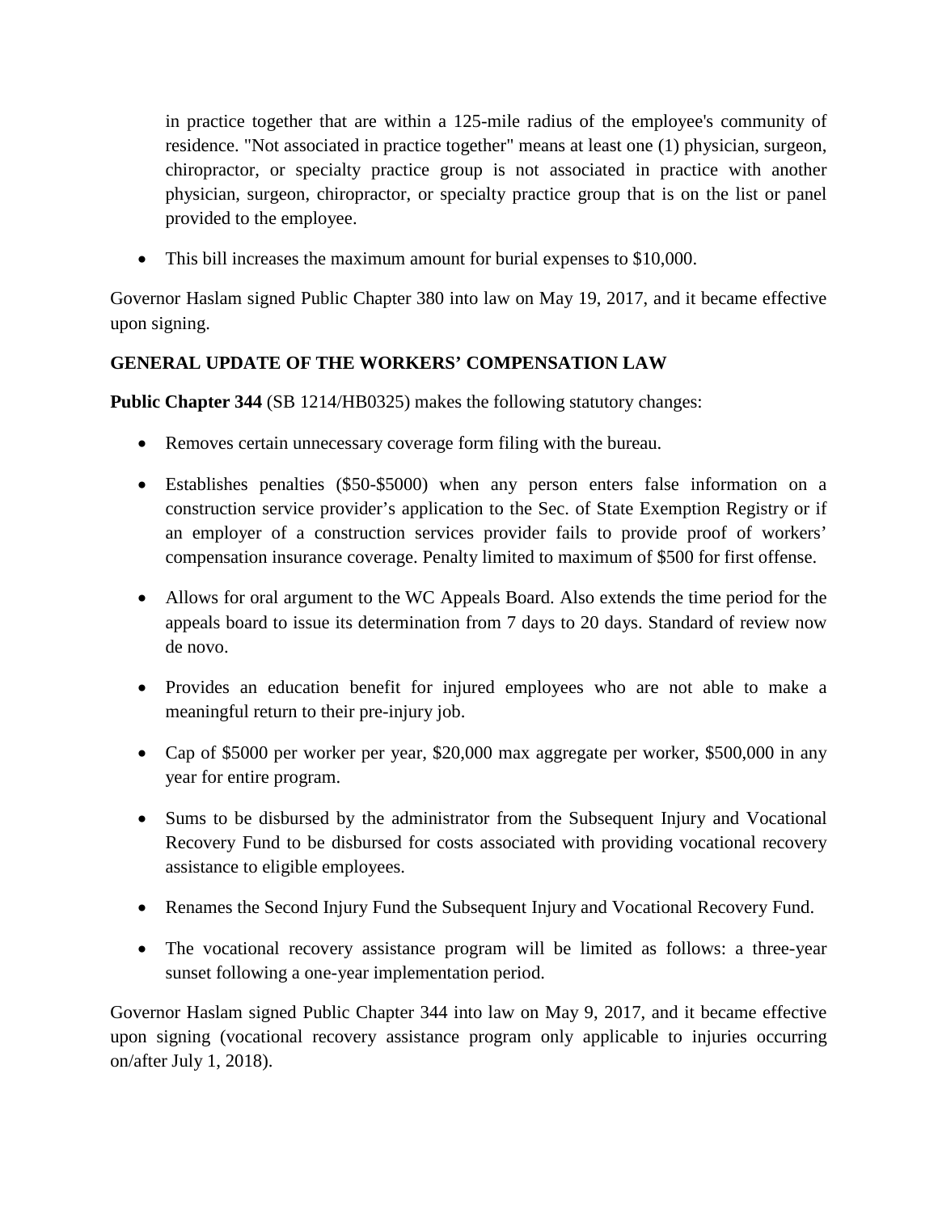in practice together that are within a 125-mile radius of the employee's community of residence. "Not associated in practice together" means at least one (1) physician, surgeon, chiropractor, or specialty practice group is not associated in practice with another physician, surgeon, chiropractor, or specialty practice group that is on the list or panel provided to the employee.

- This bill increases the maximum amount for burial expenses to $10,000.

Governor Haslam signed Public Chapter 380 into law on May 19, 2017, and it became effective upon signing.

**GENERAL UPDATE OF THE WORKERS' COMPENSATION LAW**

**Public Chapter 344** (SB 1214/HB0325) makes the following statutory changes:

- Removes certain unnecessary coverage form filing with the bureau.
- Establishes penalties ($50-$5000) when any person enters false information on a construction service provider's application to the Sec. of State Exemption Registry or if an employer of a construction services provider fails to provide proof of workers' compensation insurance coverage. Penalty limited to maximum of $500 for first offense.
- Allows for oral argument to the WC Appeals Board. Also extends the time period for the appeals board to issue its determination from 7 days to 20 days. Standard of review now de novo.
- Provides an education benefit for injured employees who are not able to make a meaningful return to their pre-injury job.
- Cap of $5000 per worker per year, $20,000 max aggregate per worker, $500,000 in any year for entire program.
- Sums to be disbursed by the administrator from the Subsequent Injury and Vocational Recovery Fund to be disbursed for costs associated with providing vocational recovery assistance to eligible employees.
- Renames the Second Injury Fund the Subsequent Injury and Vocational Recovery Fund.
- The vocational recovery assistance program will be limited as follows: a three-year sunset following a one-year implementation period.

Governor Haslam signed Public Chapter 344 into law on May 9, 2017, and it became effective upon signing (vocational recovery assistance program only applicable to injuries occurring on/after July 1, 2018).